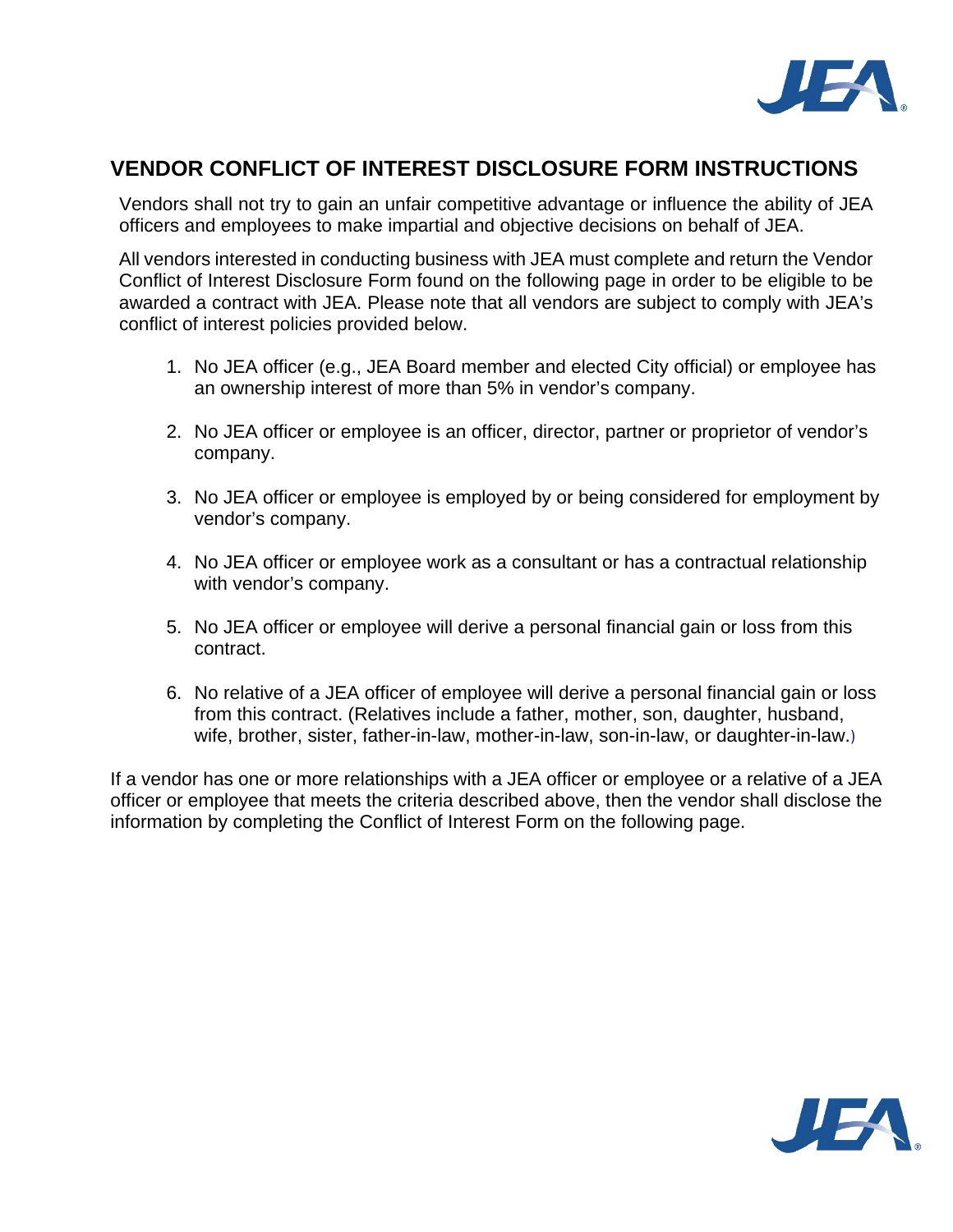## VENDOR CONFLICT OF INTEREST DISCLOSURE FORM INSTRUCTIONS

Vendors shall not try to gain an unfair competitive advantage or influence the ability of JEA officers and employees to make impartial and objective decisions on behalf of JEA.

All vendors interested in conducting business with JEA must complete and return the Vendor Conflict of Interest Disclosure Form found on the following page in order to be eligible to be awarded a contract with JEA. Please note that all vendors are subject to comply with JEA's conflict of interest policies provided below.

1. No JEA officer (e.g., JEA Board member and elected City official) or employee has an ownership interest of more than 5% in vendor's company.
2. No JEA officer or employee is an officer, director, partner or proprietor of vendor's company.
3. No JEA officer or employee is employed by or being considered for employment by vendor's company.
4. No JEA officer or employee work as a consultant or has a contractual relationship with vendor's company.
5. No JEA officer or employee will derive a personal financial gain or loss from this contract.
6. No relative of a JEA officer of employee will derive a personal financial gain or loss from this contract. (Relatives include a father, mother, son, daughter, husband, wife, brother, sister, father-in-law, mother-in-law, son-in-law, or daughter-in-law.)

If a vendor has one or more relationships with a JEA officer or employee or a relative of a JEA officer or employee that meets the criteria described above, then the vendor shall disclose the information by completing the Conflict of Interest Form on the following page.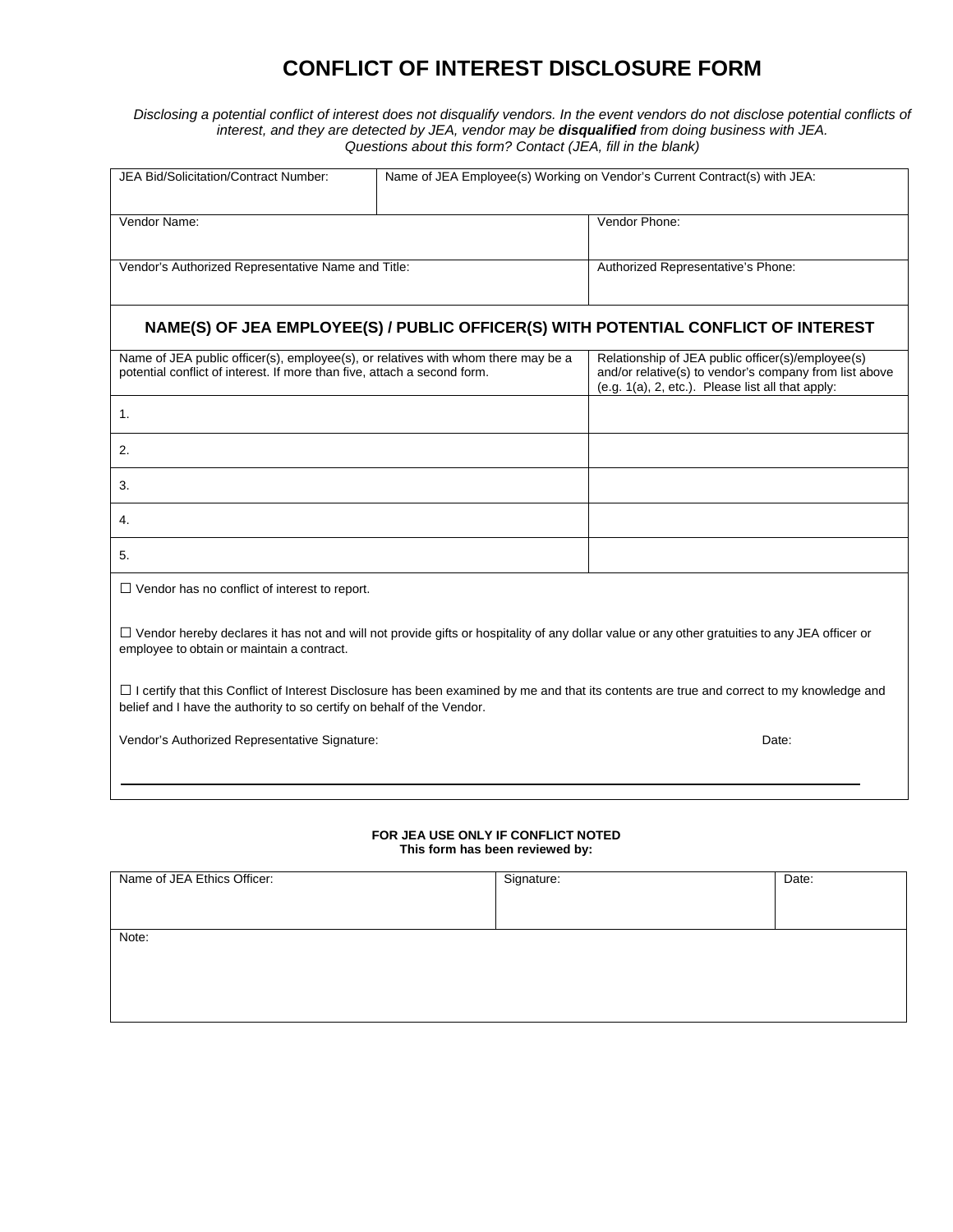# CONFLICT OF INTEREST DISCLOSURE FORM

*Disclosing a potential conflict of interest does not disqualify vendors. In the event vendors do not disclose potential conflicts of interest, and they are detected by JEA, vendor may be* ***disqualified*** *from doing business with JEA.*
*Questions about this form? Contact (JEA, fill in the blank)*

| | |
|---|---|
| JEA Bid/Solicitation/Contract Number: | Name of JEA Employee(s) Working on Vendor's Current Contract(s) with JEA: |
| Vendor Name: | Vendor Phone: |
| Vendor's Authorized Representative Name and Title: | Authorized Representative's Phone: |

## NAME(S) OF JEA EMPLOYEE(S) / PUBLIC OFFICER(S) WITH POTENTIAL CONFLICT OF INTEREST

| Name of JEA public officer(s), employee(s), or relatives with whom there may be a potential conflict of interest. If more than five, attach a second form. | Relationship of JEA public officer(s)/employee(s) and/or relative(s) to vendor's company from list above (e.g. 1(a), 2, etc.). Please list all that apply: |
|---|---|
| 1. | |
| 2. | |
| 3. | |
| 4. | |
| 5. | |

☐ Vendor has no conflict of interest to report.

☐ Vendor hereby declares it has not and will not provide gifts or hospitality of any dollar value or any other gratuities to any JEA officer or employee to obtain or maintain a contract.

☐ I certify that this Conflict of Interest Disclosure has been examined by me and that its contents are true and correct to my knowledge and belief and I have the authority to so certify on behalf of the Vendor.

Vendor's Authorized Representative Signature: Date:

**FOR JEA USE ONLY IF CONFLICT NOTED**
**This form has been reviewed by:**

| Name of JEA Ethics Officer: | Signature: | Date: |
|---|---|---|
| Note: | | |